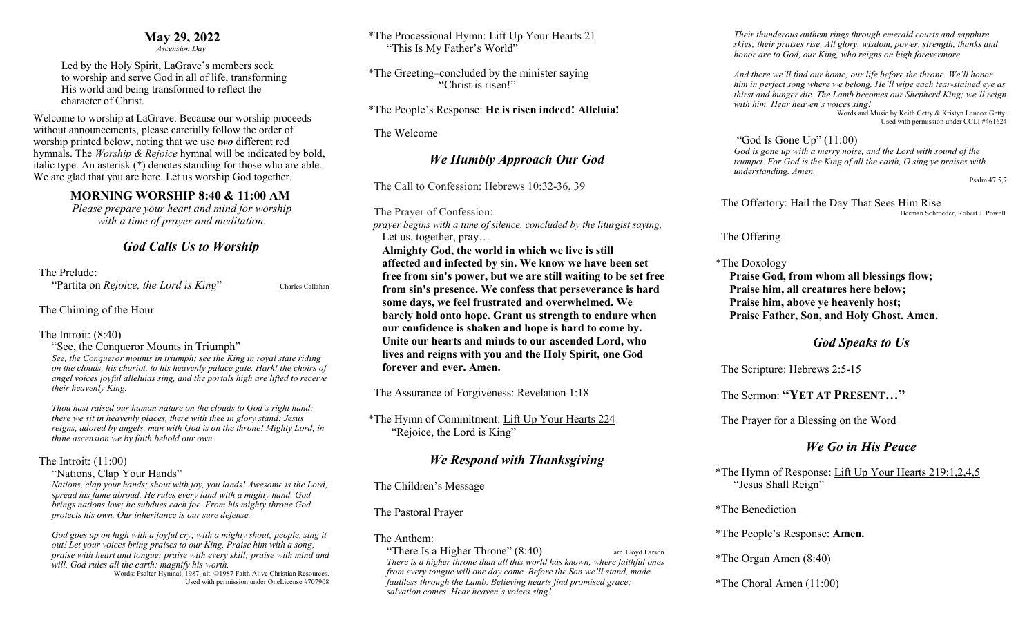## May 29, 2022

*Ascension Day*

Led by the Holy Spirit, LaGrave's members seek to worship and serve God in all of life, transforming His world and being transformed to reflect the character of Christ.

Welcome to worship at LaGrave. Because our worship proceeds without announcements, please carefully follow the order of worship printed below, noting that we use ***two*** different red hymnals. The *Worship & Rejoice* hymnal will be indicated by bold, italic type. An asterisk (*) denotes standing for those who are able. We are glad that you are here. Let us worship God together.

### MORNING WORSHIP 8:40 & 11:00 AM

*Please prepare your heart and mind for worship with a time of prayer and meditation.*

## *God Calls Us to Worship*

The Prelude:
"Partita on *Rejoice, the Lord is King*" Charles Callahan

The Chiming of the Hour

The Introit: (8:40)
"See, the Conqueror Mounts in Triumph"
*See, the Conqueror mounts in triumph; see the King in royal state riding on the clouds, his chariot, to his heavenly palace gate. Hark! the choirs of angel voices joyful alleluias sing, and the portals high are lifted to receive their heavenly King.*

*Thou hast raised our human nature on the clouds to God's right hand; there we sit in heavenly places, there with thee in glory stand: Jesus reigns, adored by angels, man with God is on the throne! Mighty Lord, in thine ascension we by faith behold our own.*

The Introit: (11:00)
"Nations, Clap Your Hands"
*Nations, clap your hands; shout with joy, you lands! Awesome is the Lord; spread his fame abroad. He rules every land with a mighty hand. God brings nations low; he subdues each foe. From his mighty throne God protects his own. Our inheritance is our sure defense.*

*God goes up on high with a joyful cry, with a mighty shout; people, sing it out! Let your voices bring praises to our King. Praise him with a song; praise with heart and tongue; praise with every skill; praise with mind and will. God rules all the earth; magnify his worth.*

Words: Psalter Hymnal, 1987, alt. ©1987 Faith Alive Christian Resources. Used with permission under OneLicense #707908

*The Processional Hymn: Lift Up Your Hearts 21
"This Is My Father's World"

*The Greeting–concluded by the minister saying "Christ is risen!"

*The People's Response: **He is risen indeed! Alleluia!**

The Welcome

## *We Humbly Approach Our God*

The Call to Confession: Hebrews 10:32-36, 39

The Prayer of Confession:
*prayer begins with a time of silence, concluded by the liturgist saying,*
Let us, together, pray…

**Almighty God, the world in which we live is still affected and infected by sin. We know we have been set free from sin's power, but we are still waiting to be set free from sin's presence. We confess that perseverance is hard some days, we feel frustrated and overwhelmed. We barely hold onto hope. Grant us strength to endure when our confidence is shaken and hope is hard to come by. Unite our hearts and minds to our ascended Lord, who lives and reigns with you and the Holy Spirit, one God forever and ever. Amen.**

The Assurance of Forgiveness: Revelation 1:18

*The Hymn of Commitment: Lift Up Your Hearts 224
"Rejoice, the Lord is King"

## *We Respond with Thanksgiving*

The Children's Message

The Pastoral Prayer

The Anthem:
"There Is a Higher Throne" (8:40) arr. Lloyd Larson
*There is a higher throne than all this world has known, where faithful ones from every tongue will one day come. Before the Son we'll stand, made faultless through the Lamb. Believing hearts find promised grace; salvation comes. Hear heaven's voices sing!*

*Their thunderous anthem rings through emerald courts and sapphire skies; their praises rise. All glory, wisdom, power, strength, thanks and honor are to God, our King, who reigns on high forevermore.*

*And there we'll find our home; our life before the throne. We'll honor him in perfect song where we belong. He'll wipe each tear-stained eye as thirst and hunger die. The Lamb becomes our Shepherd King; we'll reign with him. Hear heaven's voices sing!*

Words and Music by Keith Getty & Kristyn Lennox Getty. Used with permission under CCLI #461624

"God Is Gone Up" (11:00)
*God is gone up with a merry noise, and the Lord with sound of the trumpet. For God is the King of all the earth, O sing ye praises with understanding. Amen.*

Psalm 47:5,7

The Offertory: Hail the Day That Sees Him Rise
Herman Schroeder, Robert J. Powell

The Offering

*The Doxology
**Praise God, from whom all blessings flow;**
**Praise him, all creatures here below;**
**Praise him, above ye heavenly host;**
**Praise Father, Son, and Holy Ghost. Amen.**

## *God Speaks to Us*

The Scripture: Hebrews 2:5-15

The Sermon: **"YET AT PRESENT…"**

The Prayer for a Blessing on the Word

## *We Go in His Peace*

*The Hymn of Response: Lift Up Your Hearts 219:1,2,4,5
"Jesus Shall Reign"

*The Benediction

*The People's Response: **Amen.**

*The Organ Amen (8:40)

*The Choral Amen (11:00)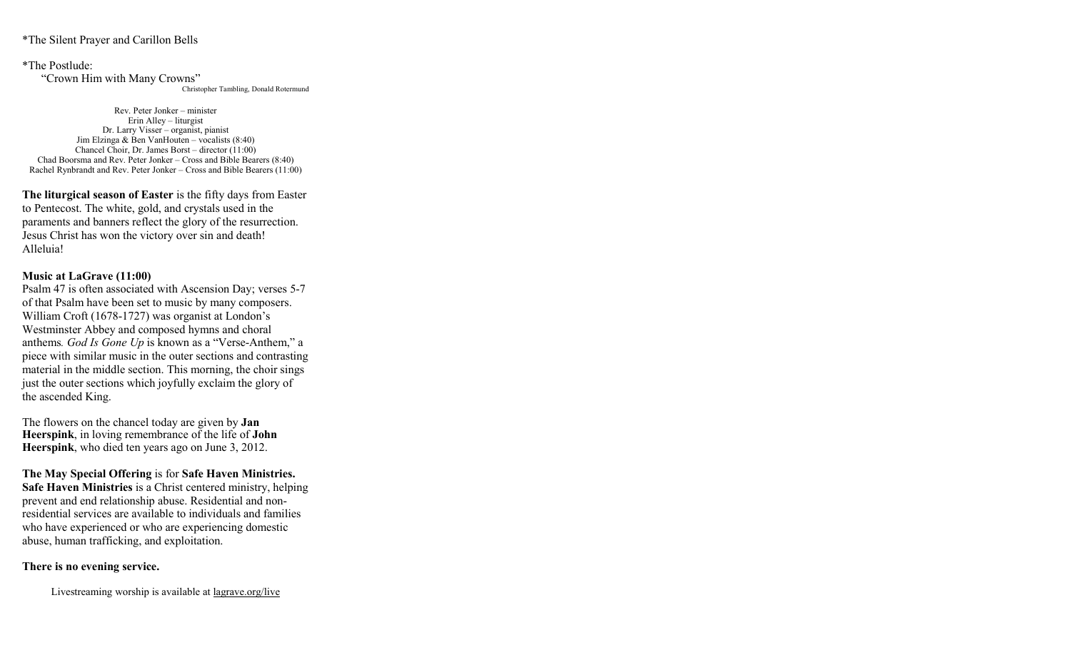*The Silent Prayer and Carillon Bells

*The Postlude:

"Crown Him with Many Crowns"

Christopher Tambling, Donald Rotermund

Rev. Peter Jonker – minister
Erin Alley – liturgist
Dr. Larry Visser – organist, pianist
Jim Elzinga & Ben VanHouten – vocalists (8:40)
Chancel Choir, Dr. James Borst – director (11:00)
Chad Boorsma and Rev. Peter Jonker – Cross and Bible Bearers (8:40)
Rachel Rynbrandt and Rev. Peter Jonker – Cross and Bible Bearers (11:00)

**The liturgical season of Easter** is the fifty days from Easter to Pentecost. The white, gold, and crystals used in the paraments and banners reflect the glory of the resurrection. Jesus Christ has won the victory over sin and death! Alleluia!

**Music at LaGrave (11:00)**

Psalm 47 is often associated with Ascension Day; verses 5-7 of that Psalm have been set to music by many composers. William Croft (1678-1727) was organist at London's Westminster Abbey and composed hymns and choral anthems. *God Is Gone Up* is known as a "Verse-Anthem," a piece with similar music in the outer sections and contrasting material in the middle section. This morning, the choir sings just the outer sections which joyfully exclaim the glory of the ascended King.

The flowers on the chancel today are given by **Jan Heerspink**, in loving remembrance of the life of **John Heerspink**, who died ten years ago on June 3, 2012.

**The May Special Offering** is for **Safe Haven Ministries. Safe Haven Ministries** is a Christ centered ministry, helping prevent and end relationship abuse. Residential and non-residential services are available to individuals and families who have experienced or who are experiencing domestic abuse, human trafficking, and exploitation.

**There is no evening service.**

Livestreaming worship is available at lagrave.org/live